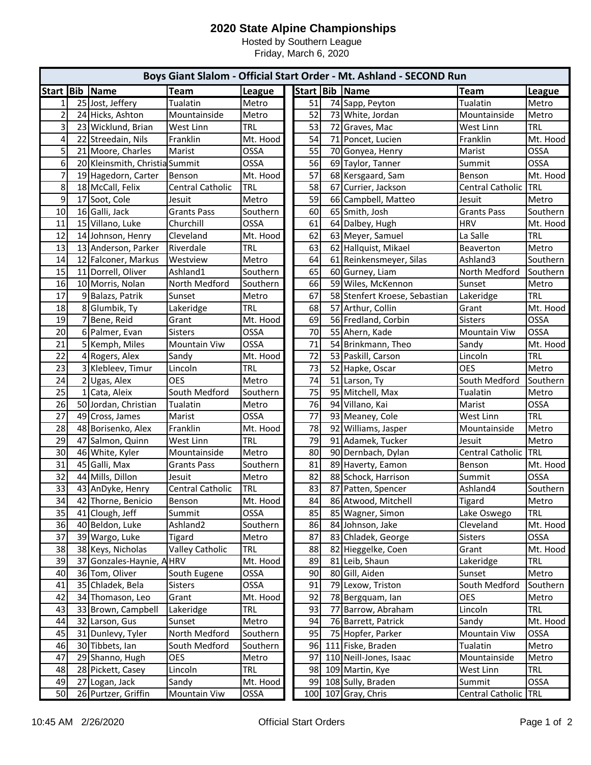# 2020 State Alpine Championships

Hosted by Southern League
Friday, March 6, 2020

## Boys Giant Slalom - Official Start Order - Mt. Ashland - SECOND Run

| Start | Bib | Name | Team | League |
|---|---|---|---|---|
| 1 | 25 | Jost, Jeffery | Tualatin | Metro |
| 2 | 24 | Hicks, Ashton | Mountainside | Metro |
| 3 | 23 | Wicklund, Brian | West Linn | TRL |
| 4 | 22 | Streedain, Nils | Franklin | Mt. Hood |
| 5 | 21 | Moore, Charles | Marist | OSSA |
| 6 | 20 | Kleinsmith, Christia | Summit | OSSA |
| 7 | 19 | Hagedorn, Carter | Benson | Mt. Hood |
| 8 | 18 | McCall, Felix | Central Catholic | TRL |
| 9 | 17 | Soot, Cole | Jesuit | Metro |
| 10 | 16 | Galli, Jack | Grants Pass | Southern |
| 11 | 15 | Villano, Luke | Churchill | OSSA |
| 12 | 14 | Johnson, Henry | Cleveland | Mt. Hood |
| 13 | 13 | Anderson, Parker | Riverdale | TRL |
| 14 | 12 | Falconer, Markus | Westview | Metro |
| 15 | 11 | Dorrell, Oliver | Ashland1 | Southern |
| 16 | 10 | Morris, Nolan | North Medford | Southern |
| 17 | 9 | Balazs, Patrik | Sunset | Metro |
| 18 | 8 | Glumbik, Ty | Lakeridge | TRL |
| 19 | 7 | Bene, Reid | Grant | Mt. Hood |
| 20 | 6 | Palmer, Evan | Sisters | OSSA |
| 21 | 5 | Kemph, Miles | Mountain Viw | OSSA |
| 22 | 4 | Rogers, Alex | Sandy | Mt. Hood |
| 23 | 3 | Klebleev, Timur | Lincoln | TRL |
| 24 | 2 | Ugas, Alex | OES | Metro |
| 25 | 1 | Cata, Aleix | South Medford | Southern |
| 26 | 50 | Jordan, Christian | Tualatin | Metro |
| 27 | 49 | Cross, James | Marist | OSSA |
| 28 | 48 | Borisenko, Alex | Franklin | Mt. Hood |
| 29 | 47 | Salmon, Quinn | West Linn | TRL |
| 30 | 46 | White, Kyler | Mountainside | Metro |
| 31 | 45 | Galli, Max | Grants Pass | Southern |
| 32 | 44 | Mills, Dillon | Jesuit | Metro |
| 33 | 43 | AnDyke, Henry | Central Catholic | TRL |
| 34 | 42 | Thorne, Benicio | Benson | Mt. Hood |
| 35 | 41 | Clough, Jeff | Summit | OSSA |
| 36 | 40 | Beldon, Luke | Ashland2 | Southern |
| 37 | 39 | Wargo, Luke | Tigard | Metro |
| 38 | 38 | Keys, Nicholas | Valley Catholic | TRL |
| 39 | 37 | Gonzales-Haynie, A | HRV | Mt. Hood |
| 40 | 36 | Tom, Oliver | South Eugene | OSSA |
| 41 | 35 | Chladek, Bela | Sisters | OSSA |
| 42 | 34 | Thomason, Leo | Grant | Mt. Hood |
| 43 | 33 | Brown, Campbell | Lakeridge | TRL |
| 44 | 32 | Larson, Gus | Sunset | Metro |
| 45 | 31 | Dunlevy, Tyler | North Medford | Southern |
| 46 | 30 | Tibbets, Ian | South Medford | Southern |
| 47 | 29 | Shanno, Hugh | OES | Metro |
| 48 | 28 | Pickett, Casey | Lincoln | TRL |
| 49 | 27 | Logan, Jack | Sandy | Mt. Hood |
| 50 | 26 | Purtzer, Griffin | Mountain Viw | OSSA |
| 51 | 74 | Sapp, Peyton | Tualatin | Metro |
| 52 | 73 | White, Jordan | Mountainside | Metro |
| 53 | 72 | Graves, Mac | West Linn | TRL |
| 54 | 71 | Poncet, Lucien | Franklin | Mt. Hood |
| 55 | 70 | Gonyea, Henry | Marist | OSSA |
| 56 | 69 | Taylor, Tanner | Summit | OSSA |
| 57 | 68 | Kersgaard, Sam | Benson | Mt. Hood |
| 58 | 67 | Currier, Jackson | Central Catholic | TRL |
| 59 | 66 | Campbell, Matteo | Jesuit | Metro |
| 60 | 65 | Smith, Josh | Grants Pass | Southern |
| 61 | 64 | Dalbey, Hugh | HRV | Mt. Hood |
| 62 | 63 | Meyer, Samuel | La Salle | TRL |
| 63 | 62 | Hallquist, Mikael | Beaverton | Metro |
| 64 | 61 | Reinkensmeyer, Silas | Ashland3 | Southern |
| 65 | 60 | Gurney, Liam | North Medford | Southern |
| 66 | 59 | Wiles, McKennon | Sunset | Metro |
| 67 | 58 | Stenfert Kroese, Sebastian | Lakeridge | TRL |
| 68 | 57 | Arthur, Collin | Grant | Mt. Hood |
| 69 | 56 | Fredland, Corbin | Sisters | OSSA |
| 70 | 55 | Ahern, Kade | Mountain Viw | OSSA |
| 71 | 54 | Brinkmann, Theo | Sandy | Mt. Hood |
| 72 | 53 | Paskill, Carson | Lincoln | TRL |
| 73 | 52 | Hapke, Oscar | OES | Metro |
| 74 | 51 | Larson, Ty | South Medford | Southern |
| 75 | 95 | Mitchell, Max | Tualatin | Metro |
| 76 | 94 | Villano, Kai | Marist | OSSA |
| 77 | 93 | Meaney, Cole | West Linn | TRL |
| 78 | 92 | Williams, Jasper | Mountainside | Metro |
| 79 | 91 | Adamek, Tucker | Jesuit | Metro |
| 80 | 90 | Dernbach, Dylan | Central Catholic | TRL |
| 81 | 89 | Haverty, Eamon | Benson | Mt. Hood |
| 82 | 88 | Schock, Harrison | Summit | OSSA |
| 83 | 87 | Patten, Spencer | Ashland4 | Southern |
| 84 | 86 | Atwood, Mitchell | Tigard | Metro |
| 85 | 85 | Wagner, Simon | Lake Oswego | TRL |
| 86 | 84 | Johnson, Jake | Cleveland | Mt. Hood |
| 87 | 83 | Chladek, George | Sisters | OSSA |
| 88 | 82 | Hieggelke, Coen | Grant | Mt. Hood |
| 89 | 81 | Leib, Shaun | Lakeridge | TRL |
| 90 | 80 | Gill, Aiden | Sunset | Metro |
| 91 | 79 | Lexow, Triston | South Medford | Southern |
| 92 | 78 | Bergquam, Ian | OES | Metro |
| 93 | 77 | Barrow, Abraham | Lincoln | TRL |
| 94 | 76 | Barrett, Patrick | Sandy | Mt. Hood |
| 95 | 75 | Hopfer, Parker | Mountain Viw | OSSA |
| 96 | 111 | Fiske, Braden | Tualatin | Metro |
| 97 | 110 | Neill-Jones, Isaac | Mountainside | Metro |
| 98 | 109 | Martin, Kye | West Linn | TRL |
| 99 | 108 | Sully, Braden | Summit | OSSA |
| 100 | 107 | Gray, Chris | Central Catholic | TRL |

10:45 AM 2/26/2020 Official Start Orders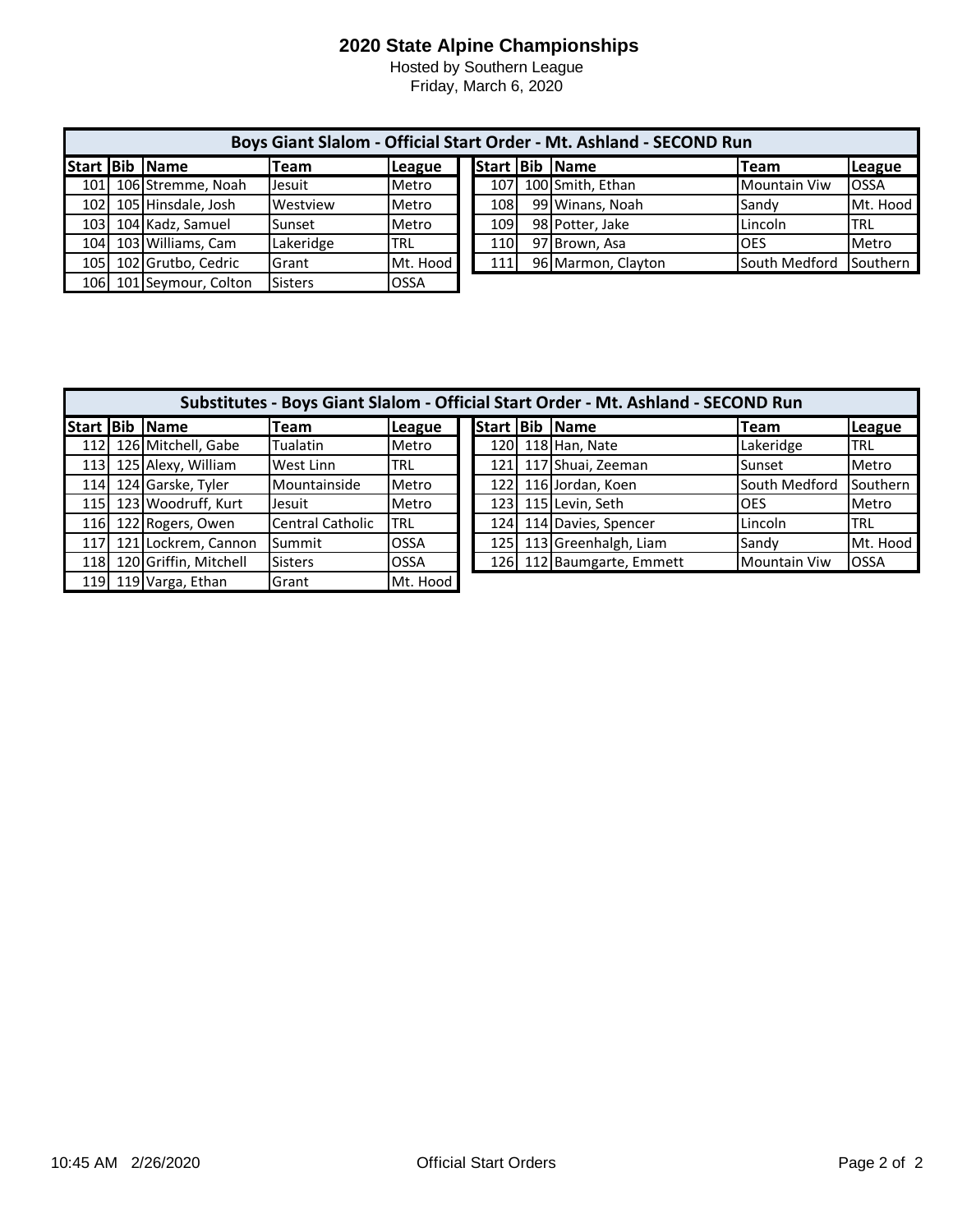## 2020 State Alpine Championships

Hosted by Southern League
Friday, March 6, 2020

### Boys Giant Slalom - Official Start Order - Mt. Ashland - SECOND Run

| Start | Bib | Name | Team | League |
|---|---|---|---|---|
| 101 | 106 | Stremme, Noah | Jesuit | Metro |
| 102 | 105 | Hinsdale, Josh | Westview | Metro |
| 103 | 104 | Kadz, Samuel | Sunset | Metro |
| 104 | 103 | Williams, Cam | Lakeridge | TRL |
| 105 | 102 | Grutbo, Cedric | Grant | Mt. Hood |
| 106 | 101 | Seymour, Colton | Sisters | OSSA |
| 107 | 100 | Smith, Ethan | Mountain Viw | OSSA |
| 108 | 99 | Winans, Noah | Sandy | Mt. Hood |
| 109 | 98 | Potter, Jake | Lincoln | TRL |
| 110 | 97 | Brown, Asa | OES | Metro |
| 111 | 96 | Marmon, Clayton | South Medford | Southern |

### Substitutes - Boys Giant Slalom - Official Start Order - Mt. Ashland - SECOND Run

| Start | Bib | Name | Team | League |
|---|---|---|---|---|
| 112 | 126 | Mitchell, Gabe | Tualatin | Metro |
| 113 | 125 | Alexy, William | West Linn | TRL |
| 114 | 124 | Garske, Tyler | Mountainside | Metro |
| 115 | 123 | Woodruff, Kurt | Jesuit | Metro |
| 116 | 122 | Rogers, Owen | Central Catholic | TRL |
| 117 | 121 | Lockrem, Cannon | Summit | OSSA |
| 118 | 120 | Griffin, Mitchell | Sisters | OSSA |
| 119 | 119 | Varga, Ethan | Grant | Mt. Hood |
| 120 | 118 | Han, Nate | Lakeridge | TRL |
| 121 | 117 | Shuai, Zeeman | Sunset | Metro |
| 122 | 116 | Jordan, Koen | South Medford | Southern |
| 123 | 115 | Levin, Seth | OES | Metro |
| 124 | 114 | Davies, Spencer | Lincoln | TRL |
| 125 | 113 | Greenhalgh, Liam | Sandy | Mt. Hood |
| 126 | 112 | Baumgarte, Emmett | Mountain Viw | OSSA |

10:45 AM 2/26/2020 Official Start Orders